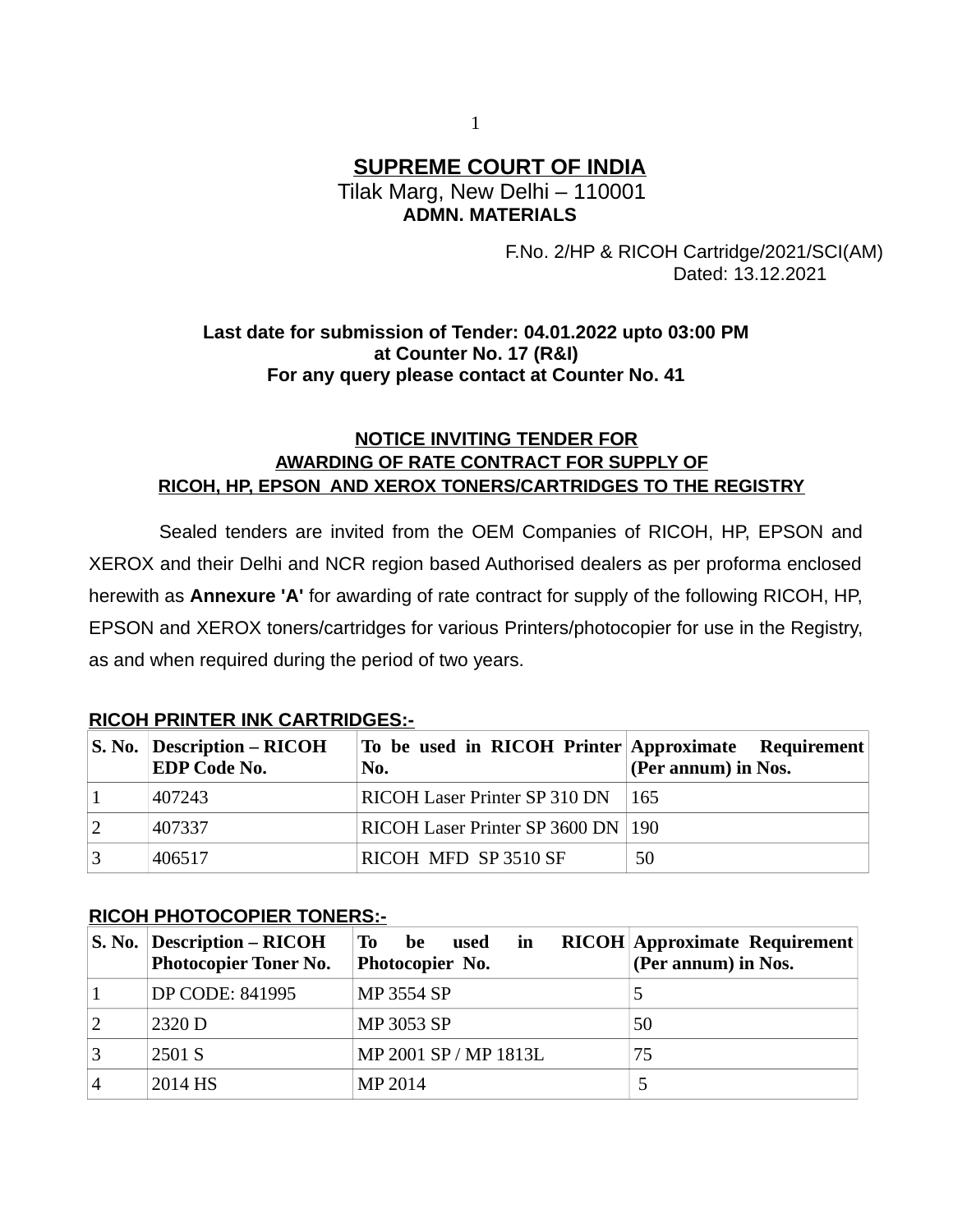# SUPREME COURT OF INDIA

Tilak Marg, New Delhi – 110001

**ADMN. MATERIALS**

F.No. 2/HP & RICOH Cartridge/2021/SCI(AM)
Dated: 13.12.2021

**Last date for submission of Tender: 04.01.2022 upto 03:00 PM at Counter No. 17 (R&I)**
**For any query please contact at Counter No. 41**

## NOTICE INVITING TENDER FOR AWARDING OF RATE CONTRACT FOR SUPPLY OF RICOH, HP, EPSON AND XEROX TONERS/CARTRIDGES TO THE REGISTRY

Sealed tenders are invited from the OEM Companies of RICOH, HP, EPSON and XEROX and their Delhi and NCR region based Authorised dealers as per proforma enclosed herewith as **Annexure 'A'** for awarding of rate contract for supply of the following RICOH, HP, EPSON and XEROX toners/cartridges for various Printers/photocopier for use in the Registry, as and when required during the period of two years.

**RICOH PRINTER INK CARTRIDGES:-**

| S. No. | Description – RICOH EDP Code No. | To be used in RICOH Printer No. | Approximate Requirement (Per annum) in Nos. |
|---|---|---|---|
| 1 | 407243 | RICOH Laser Printer SP 310 DN | 165 |
| 2 | 407337 | RICOH Laser Printer SP 3600 DN | 190 |
| 3 | 406517 | RICOH MFD SP 3510 SF | 50 |

**RICOH PHOTOCOPIER TONERS:-**

| S. No. | Description – RICOH Photocopier Toner No. | To be used in RICOH Photocopier No. | Approximate Requirement (Per annum) in Nos. |
|---|---|---|---|
| 1 | DP CODE: 841995 | MP 3554 SP | 5 |
| 2 | 2320 D | MP 3053 SP | 50 |
| 3 | 2501 S | MP 2001 SP / MP 1813L | 75 |
| 4 | 2014 HS | MP 2014 | 5 |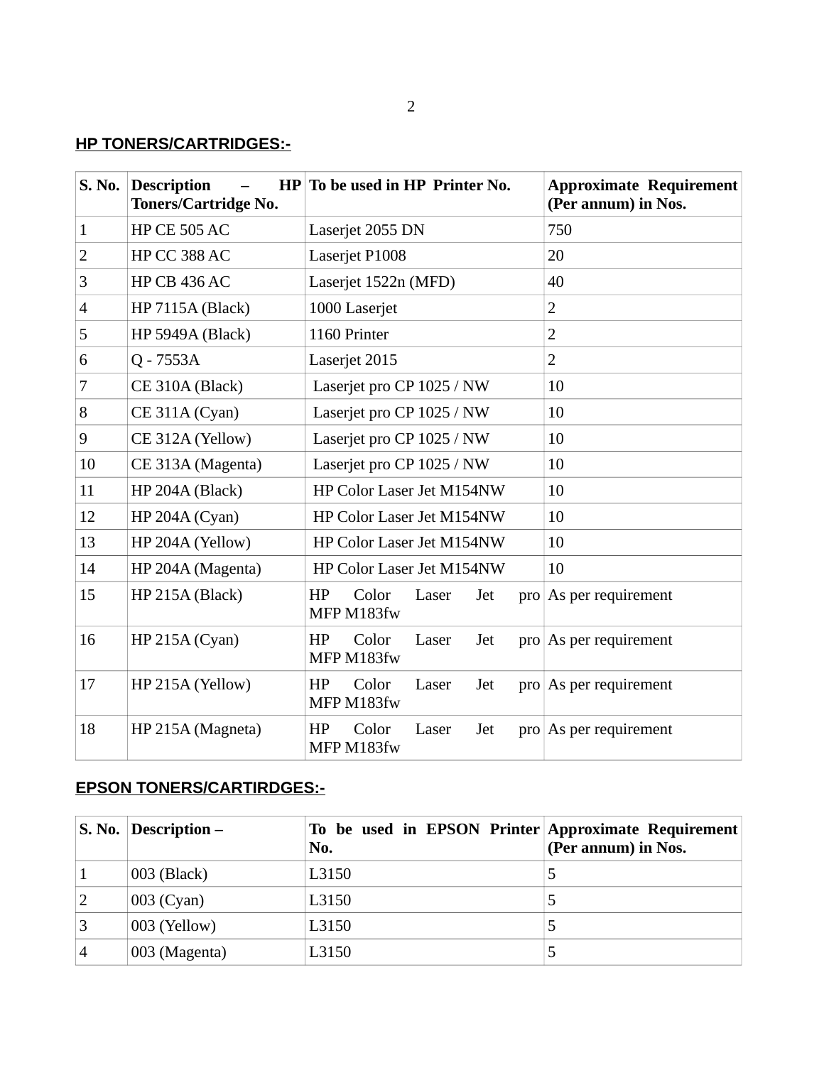## HP TONERS/CARTRIDGES:-

| S. No. | Description – HP Toners/Cartridge No. | To be used in HP Printer No. | Approximate Requirement (Per annum) in Nos. |
|---|---|---|---|
| 1 | HP CE 505 AC | Laserjet 2055 DN | 750 |
| 2 | HP CC 388 AC | Laserjet P1008 | 20 |
| 3 | HP CB 436 AC | Laserjet 1522n (MFD) | 40 |
| 4 | HP 7115A (Black) | 1000 Laserjet | 2 |
| 5 | HP 5949A (Black) | 1160 Printer | 2 |
| 6 | Q - 7553A | Laserjet 2015 | 2 |
| 7 | CE 310A (Black) | Laserjet pro CP 1025 / NW | 10 |
| 8 | CE 311A (Cyan) | Laserjet pro CP 1025 / NW | 10 |
| 9 | CE 312A (Yellow) | Laserjet pro CP 1025 / NW | 10 |
| 10 | CE 313A (Magenta) | Laserjet pro CP 1025 / NW | 10 |
| 11 | HP 204A (Black) | HP Color Laser Jet M154NW | 10 |
| 12 | HP 204A (Cyan) | HP Color Laser Jet M154NW | 10 |
| 13 | HP 204A (Yellow) | HP Color Laser Jet M154NW | 10 |
| 14 | HP 204A (Magenta) | HP Color Laser Jet M154NW | 10 |
| 15 | HP 215A (Black) | HP Color Laser Jet pro MFP M183fw | As per requirement |
| 16 | HP 215A (Cyan) | HP Color Laser Jet pro MFP M183fw | As per requirement |
| 17 | HP 215A (Yellow) | HP Color Laser Jet pro MFP M183fw | As per requirement |
| 18 | HP 215A (Magneta) | HP Color Laser Jet pro MFP M183fw | As per requirement |

## EPSON TONERS/CARTIRDGES:-

| S. No. | Description – | To be used in EPSON Printer No. | Approximate Requirement (Per annum) in Nos. |
|---|---|---|---|
| 1 | 003 (Black) | L3150 | 5 |
| 2 | 003 (Cyan) | L3150 | 5 |
| 3 | 003 (Yellow) | L3150 | 5 |
| 4 | 003 (Magenta) | L3150 | 5 |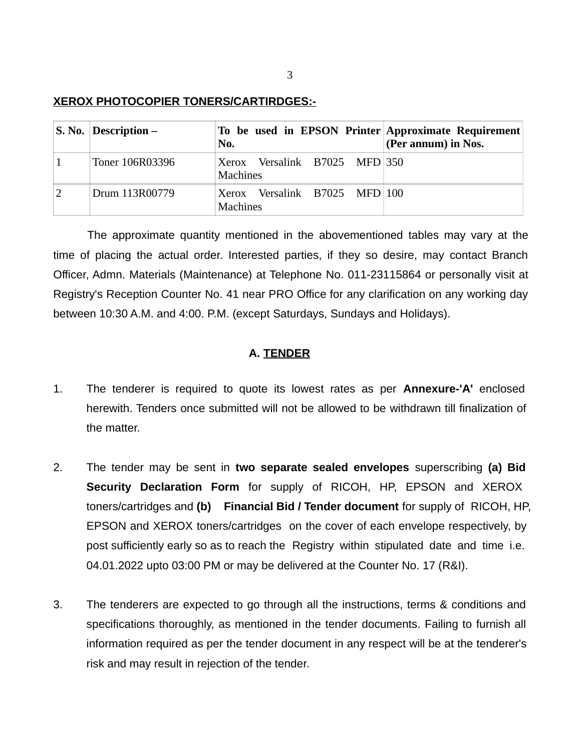**XEROX PHOTOCOPIER TONERS/CARTIRDGES:-**

| S. No. | Description – | To be used in EPSON Printer No. | Approximate Requirement (Per annum) in Nos. |
|---|---|---|---|
| 1 | Toner 106R03396 | Xerox Versalink B7025 MFD Machines | 350 |
| 2 | Drum 113R00779 | Xerox Versalink B7025 MFD Machines | 100 |

The approximate quantity mentioned in the abovementioned tables may vary at the time of placing the actual order. Interested parties, if they so desire, may contact Branch Officer, Admn. Materials (Maintenance) at Telephone No. 011-23115864 or personally visit at Registry's Reception Counter No. 41 near PRO Office for any clarification on any working day between 10:30 A.M. and 4:00. P.M. (except Saturdays, Sundays and Holidays).

## A. TENDER

1. The tenderer is required to quote its lowest rates as per **Annexure-'A'** enclosed herewith. Tenders once submitted will not be allowed to be withdrawn till finalization of the matter.

2. The tender may be sent in **two separate sealed envelopes** superscribing **(a) Bid Security Declaration Form** for supply of RICOH, HP, EPSON and XEROX toners/cartridges and **(b) Financial Bid / Tender document** for supply of RICOH, HP, EPSON and XEROX toners/cartridges on the cover of each envelope respectively, by post sufficiently early so as to reach the Registry within stipulated date and time i.e. 04.01.2022 upto 03:00 PM or may be delivered at the Counter No. 17 (R&I).

3. The tenderers are expected to go through all the instructions, terms & conditions and specifications thoroughly, as mentioned in the tender documents. Failing to furnish all information required as per the tender document in any respect will be at the tenderer's risk and may result in rejection of the tender.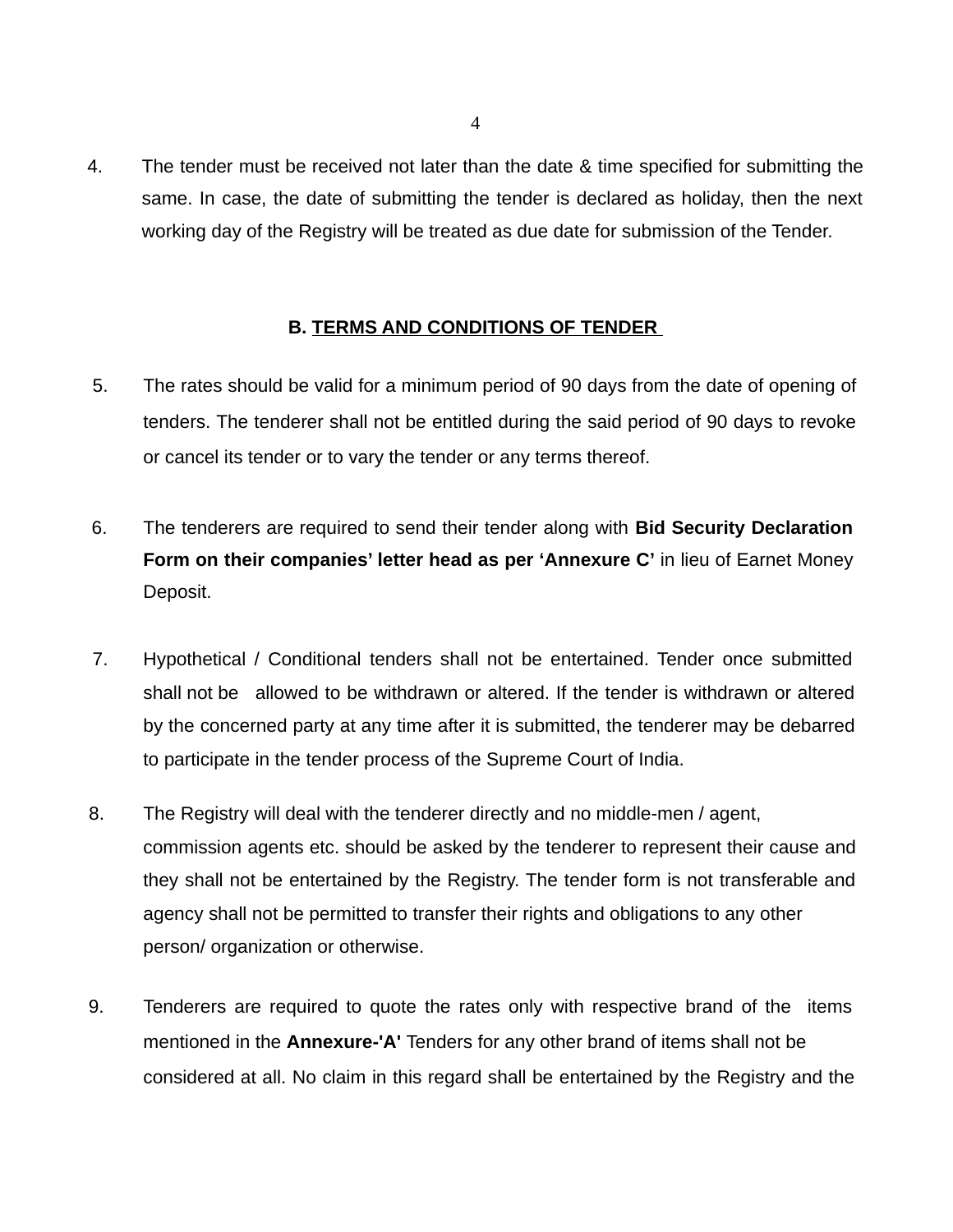4. The tender must be received not later than the date & time specified for submitting the same. In case, the date of submitting the tender is declared as holiday, then the next working day of the Registry will be treated as due date for submission of the Tender.

## B. TERMS AND CONDITIONS OF TENDER

5. The rates should be valid for a minimum period of 90 days from the date of opening of tenders. The tenderer shall not be entitled during the said period of 90 days to revoke or cancel its tender or to vary the tender or any terms thereof.

6. The tenderers are required to send their tender along with **Bid Security Declaration Form on their companies' letter head as per 'Annexure C'** in lieu of Earnet Money Deposit.

7. Hypothetical / Conditional tenders shall not be entertained. Tender once submitted shall not be allowed to be withdrawn or altered. If the tender is withdrawn or altered by the concerned party at any time after it is submitted, the tenderer may be debarred to participate in the tender process of the Supreme Court of India.

8. The Registry will deal with the tenderer directly and no middle-men / agent, commission agents etc. should be asked by the tenderer to represent their cause and they shall not be entertained by the Registry. The tender form is not transferable and agency shall not be permitted to transfer their rights and obligations to any other person/ organization or otherwise.

9. Tenderers are required to quote the rates only with respective brand of the items mentioned in the **Annexure-'A'** Tenders for any other brand of items shall not be considered at all. No claim in this regard shall be entertained by the Registry and the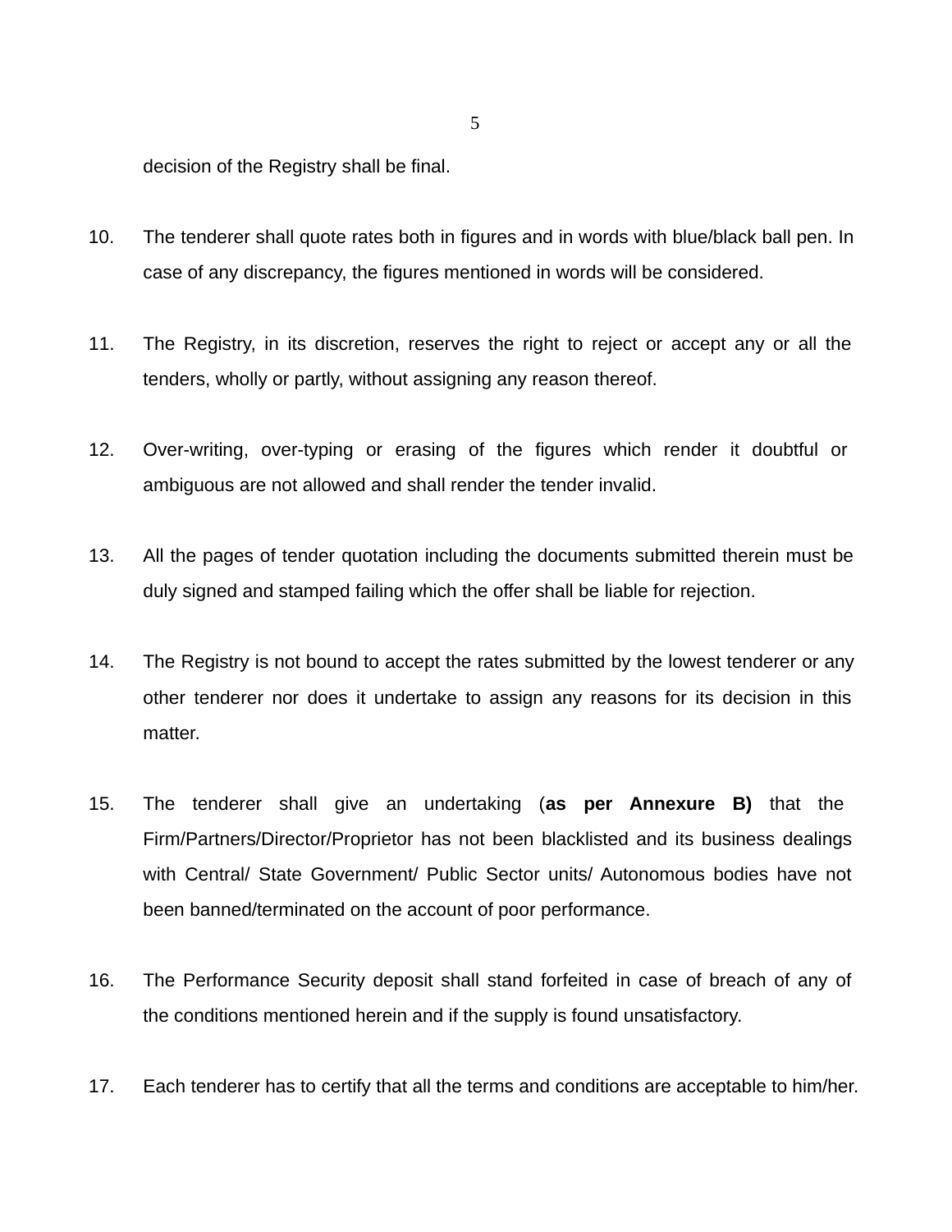decision of the Registry shall be final.

10. The tenderer shall quote rates both in figures and in words with blue/black ball pen. In case of any discrepancy, the figures mentioned in words will be considered.

11. The Registry, in its discretion, reserves the right to reject or accept any or all the tenders, wholly or partly, without assigning any reason thereof.

12. Over-writing, over-typing or erasing of the figures which render it doubtful or ambiguous are not allowed and shall render the tender invalid.

13. All the pages of tender quotation including the documents submitted therein must be duly signed and stamped failing which the offer shall be liable for rejection.

14. The Registry is not bound to accept the rates submitted by the lowest tenderer or any other tenderer nor does it undertake to assign any reasons for its decision in this matter.

15. The tenderer shall give an undertaking (**as per Annexure B)** that the Firm/Partners/Director/Proprietor has not been blacklisted and its business dealings with Central/ State Government/ Public Sector units/ Autonomous bodies have not been banned/terminated on the account of poor performance.

16. The Performance Security deposit shall stand forfeited in case of breach of any of the conditions mentioned herein and if the supply is found unsatisfactory.

17. Each tenderer has to certify that all the terms and conditions are acceptable to him/her.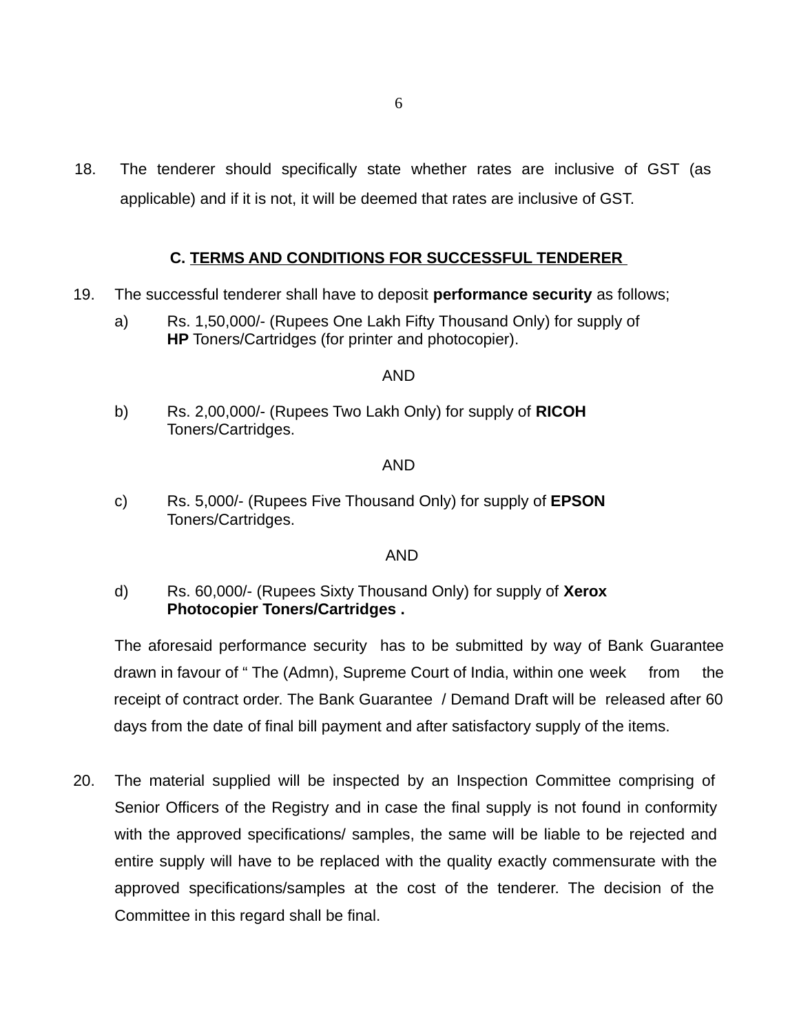18. The tenderer should specifically state whether rates are inclusive of GST (as applicable) and if it is not, it will be deemed that rates are inclusive of GST.

## C. TERMS AND CONDITIONS FOR SUCCESSFUL TENDERER

19. The successful tenderer shall have to deposit **performance security** as follows;

    a) Rs. 1,50,000/- (Rupees One Lakh Fifty Thousand Only) for supply of **HP** Toners/Cartridges (for printer and photocopier).

    AND

    b) Rs. 2,00,000/- (Rupees Two Lakh Only) for supply of **RICOH** Toners/Cartridges.

    AND

    c) Rs. 5,000/- (Rupees Five Thousand Only) for supply of **EPSON** Toners/Cartridges.

    AND

    d) Rs. 60,000/- (Rupees Sixty Thousand Only) for supply of **Xerox Photocopier Toners/Cartridges .**

    The aforesaid performance security has to be submitted by way of Bank Guarantee drawn in favour of " The (Admn), Supreme Court of India, within one week from the receipt of contract order. The Bank Guarantee / Demand Draft will be released after 60 days from the date of final bill payment and after satisfactory supply of the items.

20. The material supplied will be inspected by an Inspection Committee comprising of Senior Officers of the Registry and in case the final supply is not found in conformity with the approved specifications/ samples, the same will be liable to be rejected and entire supply will have to be replaced with the quality exactly commensurate with the approved specifications/samples at the cost of the tenderer. The decision of the Committee in this regard shall be final.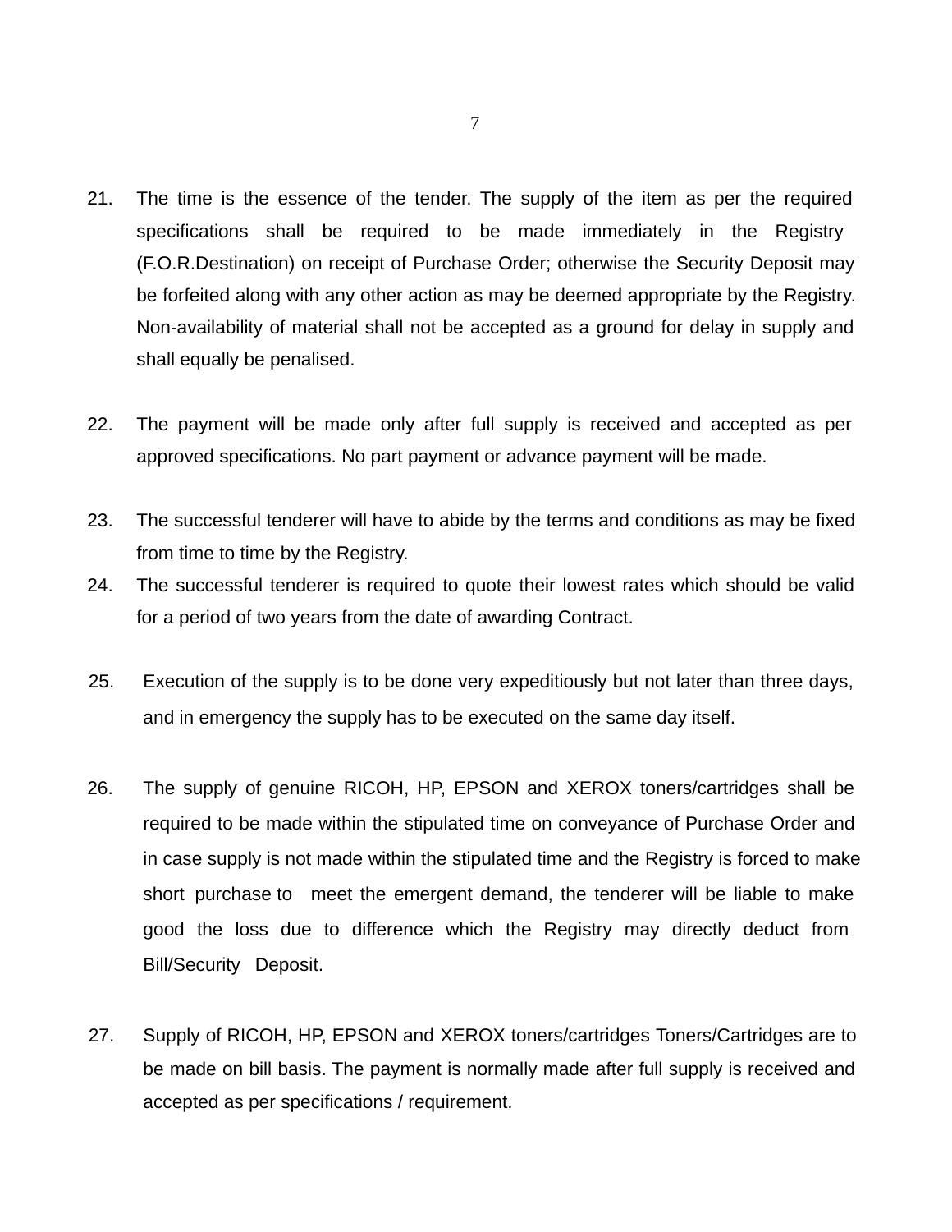21. The time is the essence of the tender. The supply of the item as per the required specifications shall be required to be made immediately in the Registry (F.O.R.Destination) on receipt of Purchase Order; otherwise the Security Deposit may be forfeited along with any other action as may be deemed appropriate by the Registry. Non-availability of material shall not be accepted as a ground for delay in supply and shall equally be penalised.

22. The payment will be made only after full supply is received and accepted as per approved specifications. No part payment or advance payment will be made.

23. The successful tenderer will have to abide by the terms and conditions as may be fixed from time to time by the Registry.

24. The successful tenderer is required to quote their lowest rates which should be valid for a period of two years from the date of awarding Contract.

25. Execution of the supply is to be done very expeditiously but not later than three days, and in emergency the supply has to be executed on the same day itself.

26. The supply of genuine RICOH, HP, EPSON and XEROX toners/cartridges shall be required to be made within the stipulated time on conveyance of Purchase Order and in case supply is not made within the stipulated time and the Registry is forced to make short purchase to meet the emergent demand, the tenderer will be liable to make good the loss due to difference which the Registry may directly deduct from Bill/Security Deposit.

27. Supply of RICOH, HP, EPSON and XEROX toners/cartridges Toners/Cartridges are to be made on bill basis. The payment is normally made after full supply is received and accepted as per specifications / requirement.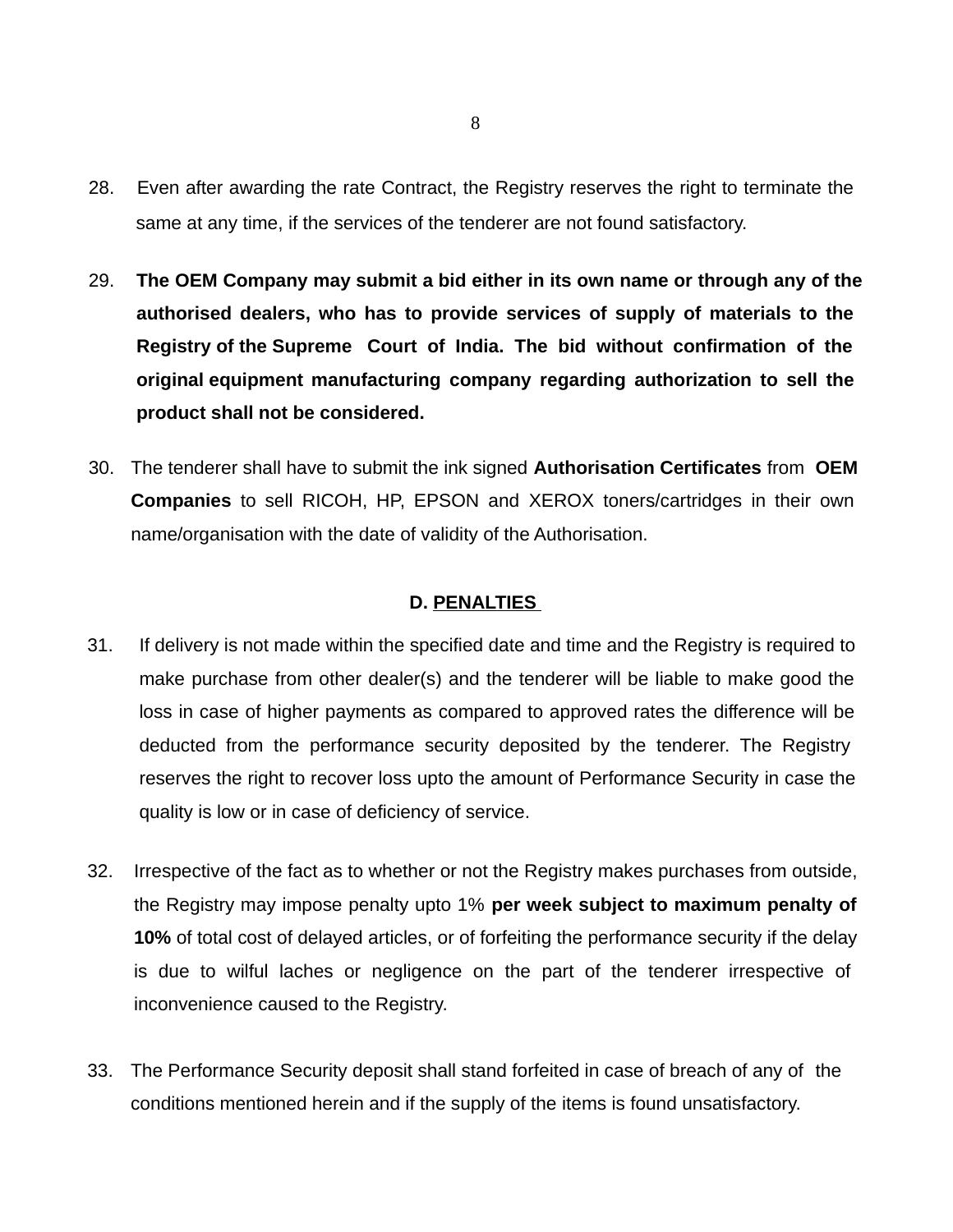28. Even after awarding the rate Contract, the Registry reserves the right to terminate the same at any time, if the services of the tenderer are not found satisfactory.

29. **The OEM Company may submit a bid either in its own name or through any of the authorised dealers, who has to provide services of supply of materials to the Registry of the Supreme Court of India. The bid without confirmation of the original equipment manufacturing company regarding authorization to sell the product shall not be considered.**

30. The tenderer shall have to submit the ink signed **Authorisation Certificates** from **OEM Companies** to sell RICOH, HP, EPSON and XEROX toners/cartridges in their own name/organisation with the date of validity of the Authorisation.

## D. PENALTIES

31. If delivery is not made within the specified date and time and the Registry is required to make purchase from other dealer(s) and the tenderer will be liable to make good the loss in case of higher payments as compared to approved rates the difference will be deducted from the performance security deposited by the tenderer. The Registry reserves the right to recover loss upto the amount of Performance Security in case the quality is low or in case of deficiency of service.

32. Irrespective of the fact as to whether or not the Registry makes purchases from outside, the Registry may impose penalty upto 1% **per week subject to maximum penalty of 10%** of total cost of delayed articles, or of forfeiting the performance security if the delay is due to wilful laches or negligence on the part of the tenderer irrespective of inconvenience caused to the Registry.

33. The Performance Security deposit shall stand forfeited in case of breach of any of the conditions mentioned herein and if the supply of the items is found unsatisfactory.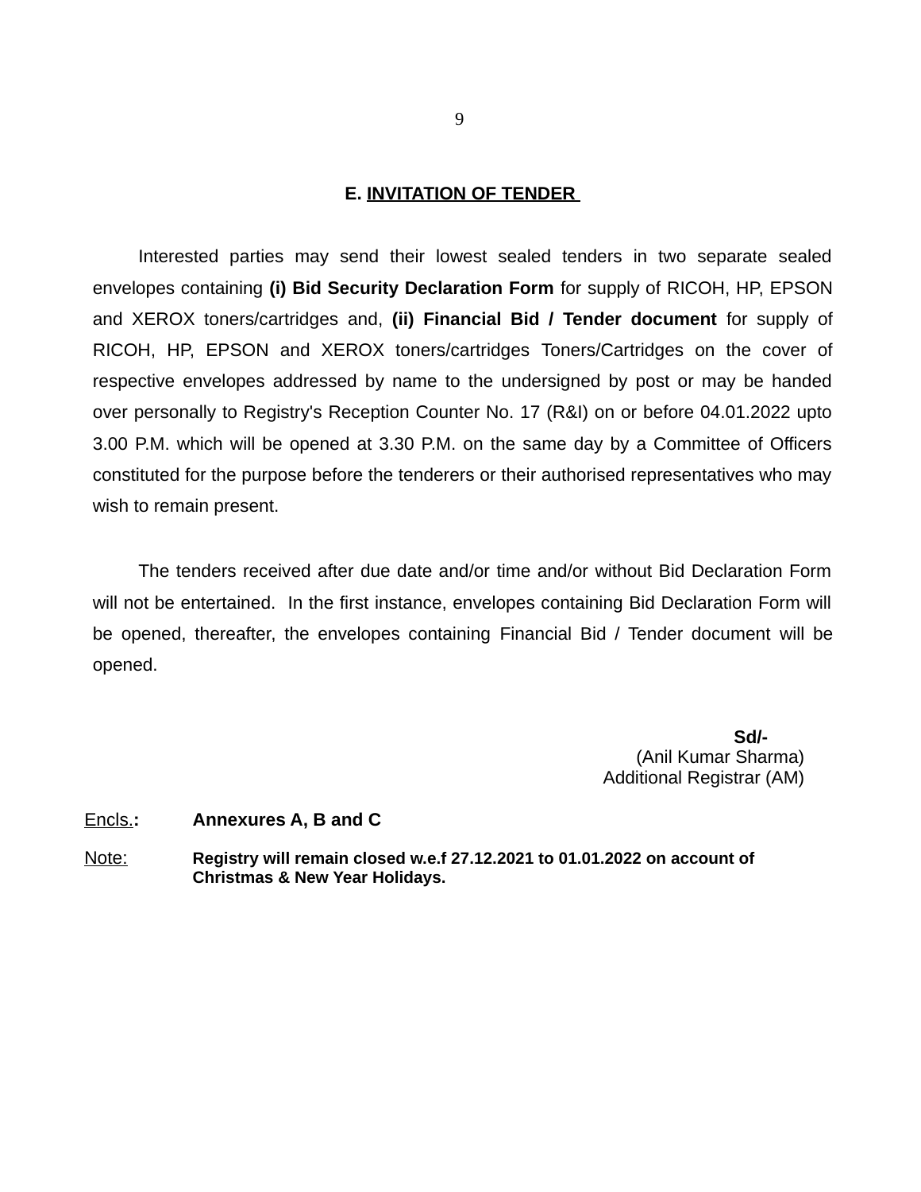## E. INVITATION OF TENDER

Interested parties may send their lowest sealed tenders in two separate sealed envelopes containing **(i) Bid Security Declaration Form** for supply of RICOH, HP, EPSON and XEROX toners/cartridges and, **(ii) Financial Bid / Tender document** for supply of RICOH, HP, EPSON and XEROX toners/cartridges Toners/Cartridges on the cover of respective envelopes addressed by name to the undersigned by post or may be handed over personally to Registry's Reception Counter No. 17 (R&I) on or before 04.01.2022 upto 3.00 P.M. which will be opened at 3.30 P.M. on the same day by a Committee of Officers constituted for the purpose before the tenderers or their authorised representatives who may wish to remain present.

The tenders received after due date and/or time and/or without Bid Declaration Form will not be entertained. In the first instance, envelopes containing Bid Declaration Form will be opened, thereafter, the envelopes containing Financial Bid / Tender document will be opened.

**Sd/-**
(Anil Kumar Sharma)
Additional Registrar (AM)

Encls.: **Annexures A, B and C**

Note: **Registry will remain closed w.e.f 27.12.2021 to 01.01.2022 on account of Christmas & New Year Holidays.**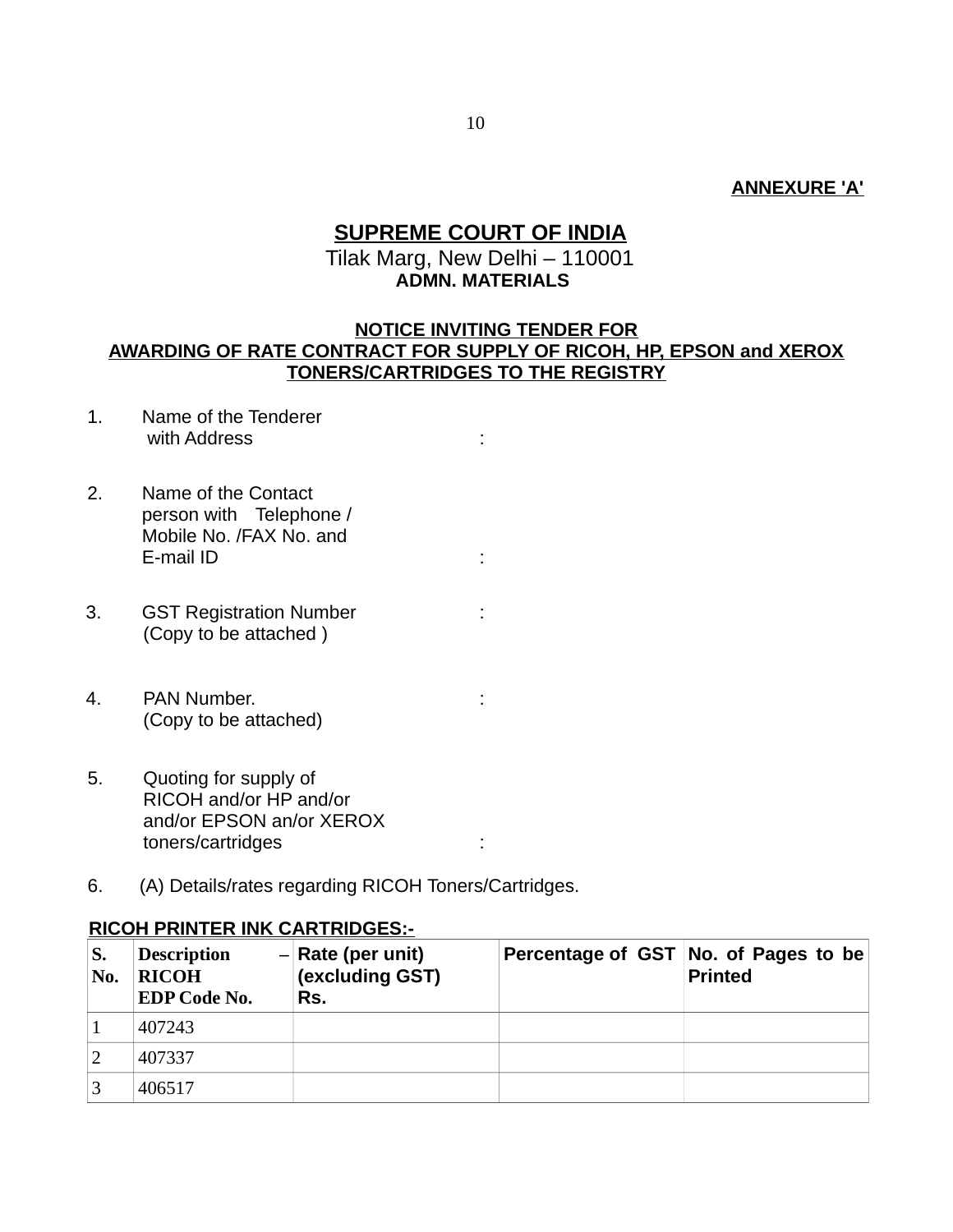**ANNEXURE 'A'**

# SUPREME COURT OF INDIA

Tilak Marg, New Delhi – 110001

**ADMN. MATERIALS**

**NOTICE INVITING TENDER FOR AWARDING OF RATE CONTRACT FOR SUPPLY OF RICOH, HP, EPSON and XEROX TONERS/CARTRIDGES TO THE REGISTRY**

1. Name of the Tenderer with Address :

2. Name of the Contact person with Telephone / Mobile No. /FAX No. and E-mail ID :

3. GST Registration Number (Copy to be attached ) :

4. PAN Number. (Copy to be attached) :

5. Quoting for supply of RICOH and/or HP and/or and/or EPSON an/or XEROX toners/cartridges :

6. (A) Details/rates regarding RICOH Toners/Cartridges.

**RICOH PRINTER INK CARTRIDGES:-**

| S. No. | Description – RICOH EDP Code No. | Rate (per unit) (excluding GST) Rs. | Percentage of GST | No. of Pages to be Printed |
|---|---|---|---|---|
| 1 | 407243 | | | |
| 2 | 407337 | | | |
| 3 | 406517 | | | |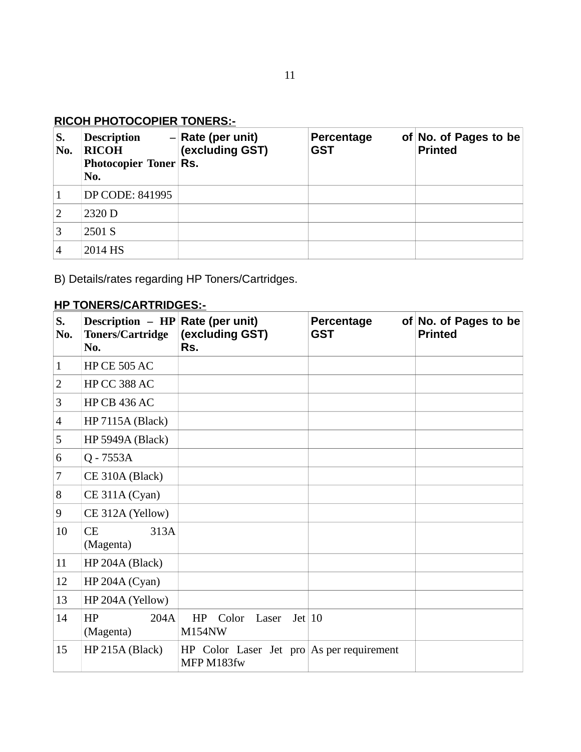**RICOH PHOTOCOPIER TONERS:-**

| S. No. | Description – RICOH Photocopier Toner No. | Rate (per unit) (excluding GST) Rs. | Percentage of GST | No. of Pages to be Printed |
|---|---|---|---|---|
| 1 | DP CODE: 841995 | | | |
| 2 | 2320 D | | | |
| 3 | 2501 S | | | |
| 4 | 2014 HS | | | |

B) Details/rates regarding HP Toners/Cartridges.

**HP TONERS/CARTRIDGES:-**

| S. No. | Description – HP Toners/Cartridge No. | Rate (per unit) (excluding GST) Rs. | Percentage of GST | No. of Pages to be Printed |
|---|---|---|---|---|
| 1 | HP CE 505 AC | | | |
| 2 | HP CC 388 AC | | | |
| 3 | HP CB 436 AC | | | |
| 4 | HP 7115A (Black) | | | |
| 5 | HP 5949A (Black) | | | |
| 6 | Q - 7553A | | | |
| 7 | CE 310A (Black) | | | |
| 8 | CE 311A (Cyan) | | | |
| 9 | CE 312A (Yellow) | | | |
| 10 | CE 313A (Magenta) | | | |
| 11 | HP 204A (Black) | | | |
| 12 | HP 204A (Cyan) | | | |
| 13 | HP 204A (Yellow) | | | |
| 14 | HP 204A (Magenta) | HP Color Laser Jet M154NW | 10 | |
| 15 | HP 215A (Black) | HP Color Laser Jet pro MFP M183fw | As per requirement | |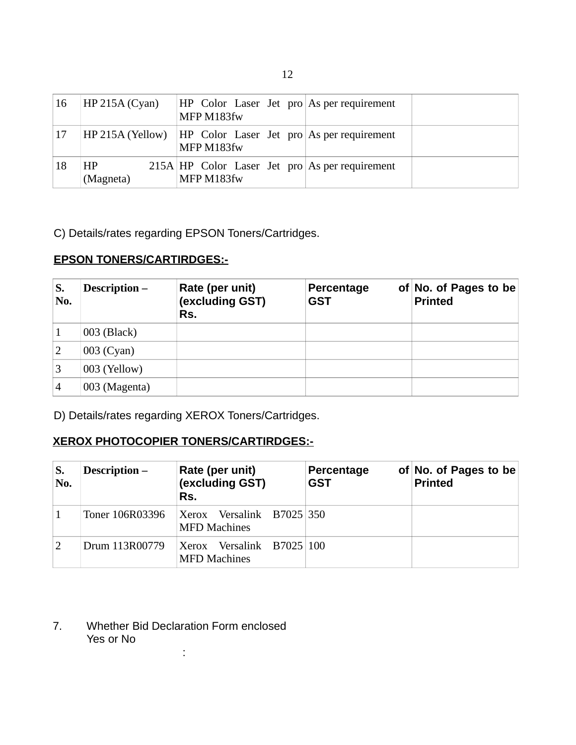| 16 | HP 215A (Cyan) | HP Color Laser Jet pro MFP M183fw | As per requirement | |
|---|---|---|---|---|
| 17 | HP 215A (Yellow) | HP Color Laser Jet pro MFP M183fw | As per requirement | |
| 18 | HP 215A (Magneta) | HP Color Laser Jet pro MFP M183fw | As per requirement | |

C) Details/rates regarding EPSON Toners/Cartridges.

**EPSON TONERS/CARTIRDGES:-**

| S. No. | Description – | Rate (per unit) (excluding GST) Rs. | Percentage of GST | No. of Pages to be Printed |
|---|---|---|---|---|
| 1 | 003 (Black) | | | |
| 2 | 003 (Cyan) | | | |
| 3 | 003 (Yellow) | | | |
| 4 | 003 (Magenta) | | | |

D) Details/rates regarding XEROX Toners/Cartridges.

**XEROX PHOTOCOPIER TONERS/CARTIRDGES:-**

| S. No. | Description – | Rate (per unit) (excluding GST) Rs. | Percentage of GST | No. of Pages to be Printed |
|---|---|---|---|---|
| 1 | Toner 106R03396 | Xerox Versalink B7025 MFD Machines | 350 | |
| 2 | Drum 113R00779 | Xerox Versalink B7025 MFD Machines | 100 | |

7. Whether Bid Declaration Form enclosed Yes or No :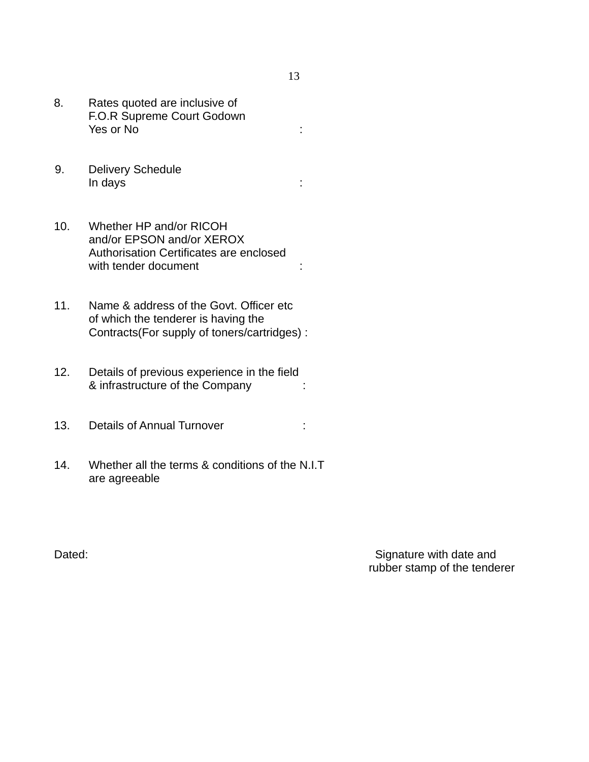8. Rates quoted are inclusive of
   F.O.R Supreme Court Godown
   Yes or No :

9. Delivery Schedule
   In days :

10. Whether HP and/or RICOH
    and/or EPSON and/or XEROX
    Authorisation Certificates are enclosed
    with tender document :

11. Name & address of the Govt. Officer etc
    of which the tenderer is having the
    Contracts(For supply of toners/cartridges) :

12. Details of previous experience in the field
    & infrastructure of the Company :

13. Details of Annual Turnover :

14. Whether all the terms & conditions of the N.I.T
    are agreeable

Dated:

Signature with date and
rubber stamp of the tenderer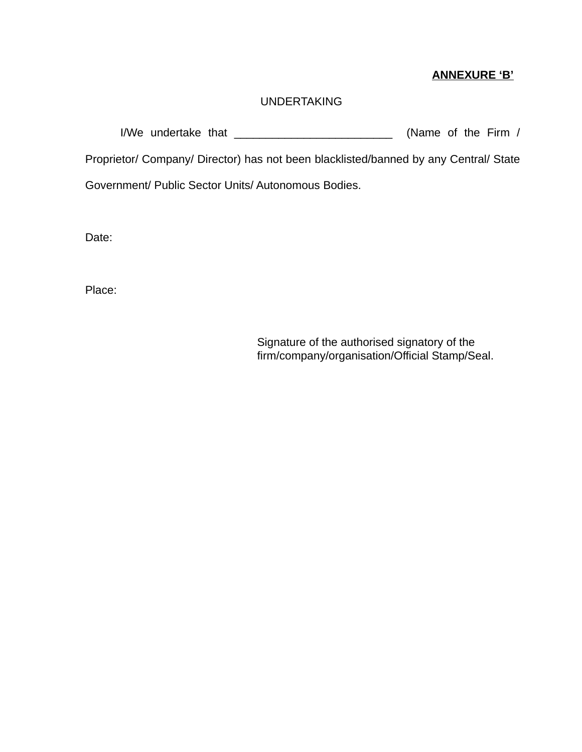**ANNEXURE ‘B’**

UNDERTAKING

I/We undertake that _________________________ (Name of the Firm / Proprietor/ Company/ Director) has not been blacklisted/banned by any Central/ State Government/ Public Sector Units/ Autonomous Bodies.

Date:

Place:

Signature of the authorised signatory of the firm/company/organisation/Official Stamp/Seal.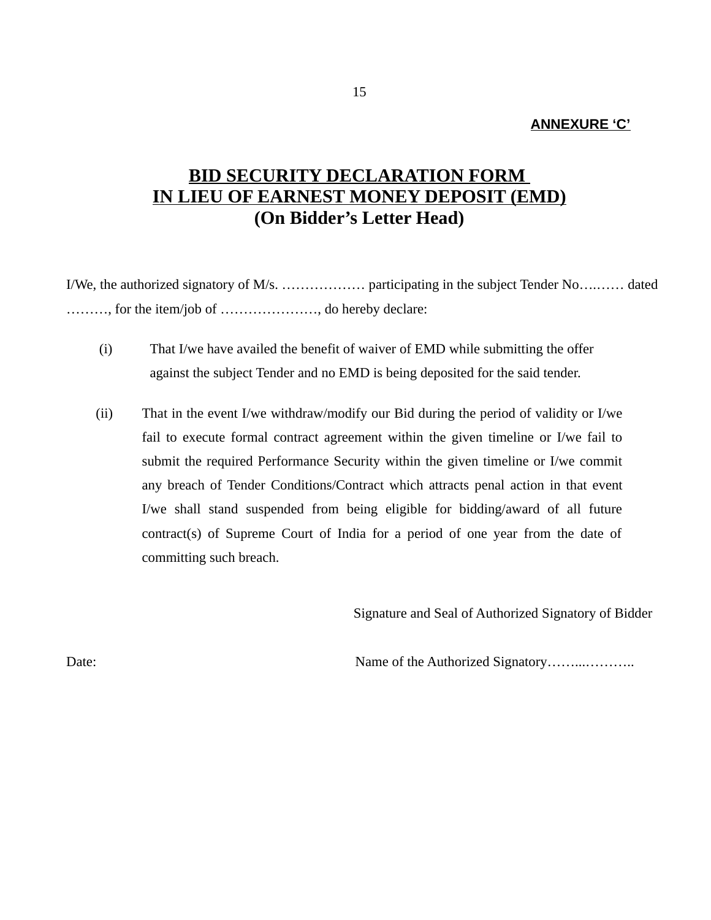**ANNEXURE 'C'**

# BID SECURITY DECLARATION FORM IN LIEU OF EARNEST MONEY DEPOSIT (EMD)

**(On Bidder's Letter Head)**

I/We, the authorized signatory of M/s. ……………… participating in the subject Tender No….…… dated ………, for the item/job of …………………, do hereby declare:

(i) That I/we have availed the benefit of waiver of EMD while submitting the offer against the subject Tender and no EMD is being deposited for the said tender.

(ii) That in the event I/we withdraw/modify our Bid during the period of validity or I/we fail to execute formal contract agreement within the given timeline or I/we fail to submit the required Performance Security within the given timeline or I/we commit any breach of Tender Conditions/Contract which attracts penal action in that event I/we shall stand suspended from being eligible for bidding/award of all future contract(s) of Supreme Court of India for a period of one year from the date of committing such breach.

Signature and Seal of Authorized Signatory of Bidder

Date:

Name of the Authorized Signatory……...………..